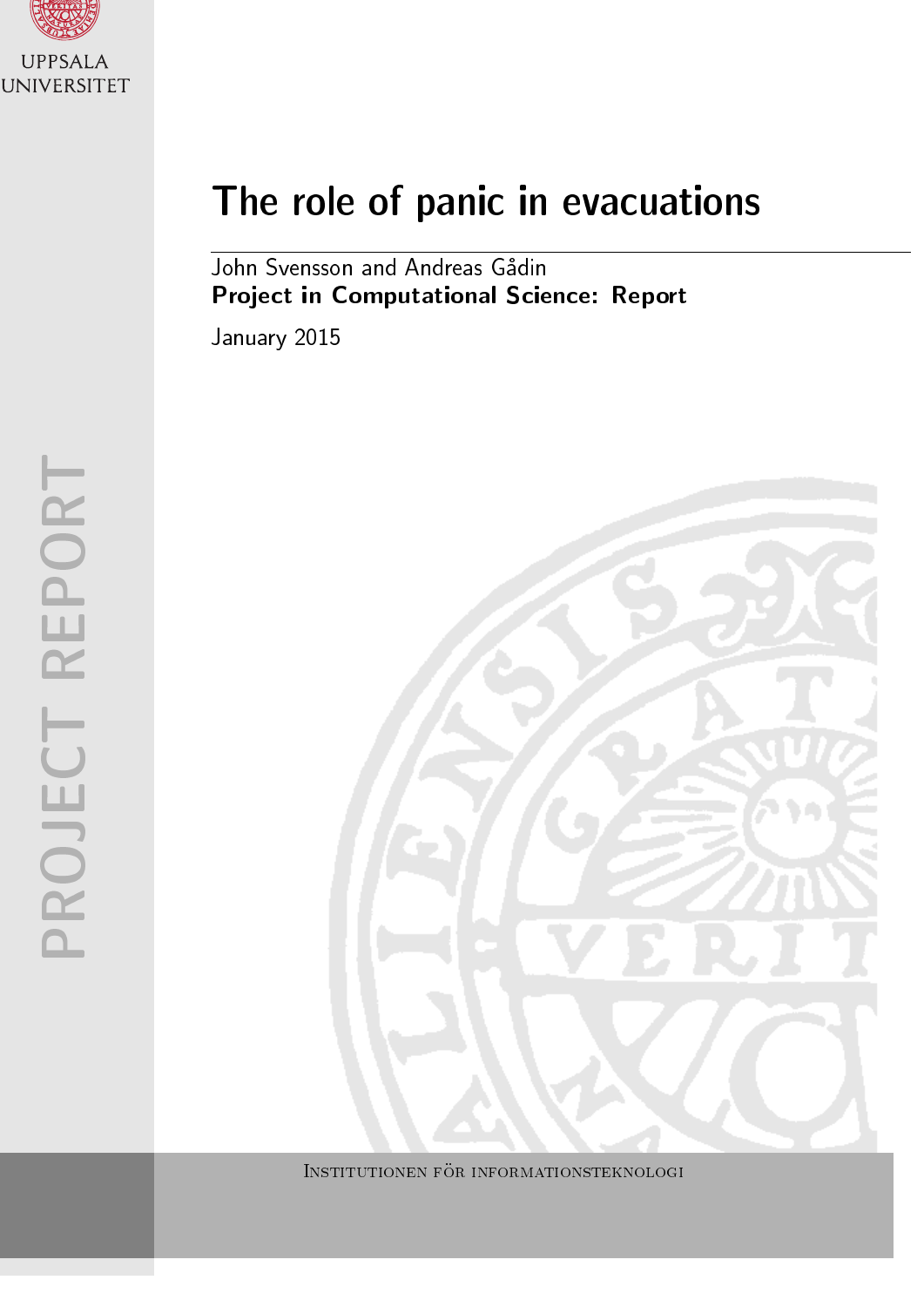UPPSALA UNIVERSITET

PROJECT REPORT

# The role of panic in evacuations

John Svensson and Andreas Gådin

**Project in Computational Science: Report**

January 2015

Institutionen för informationsteknologi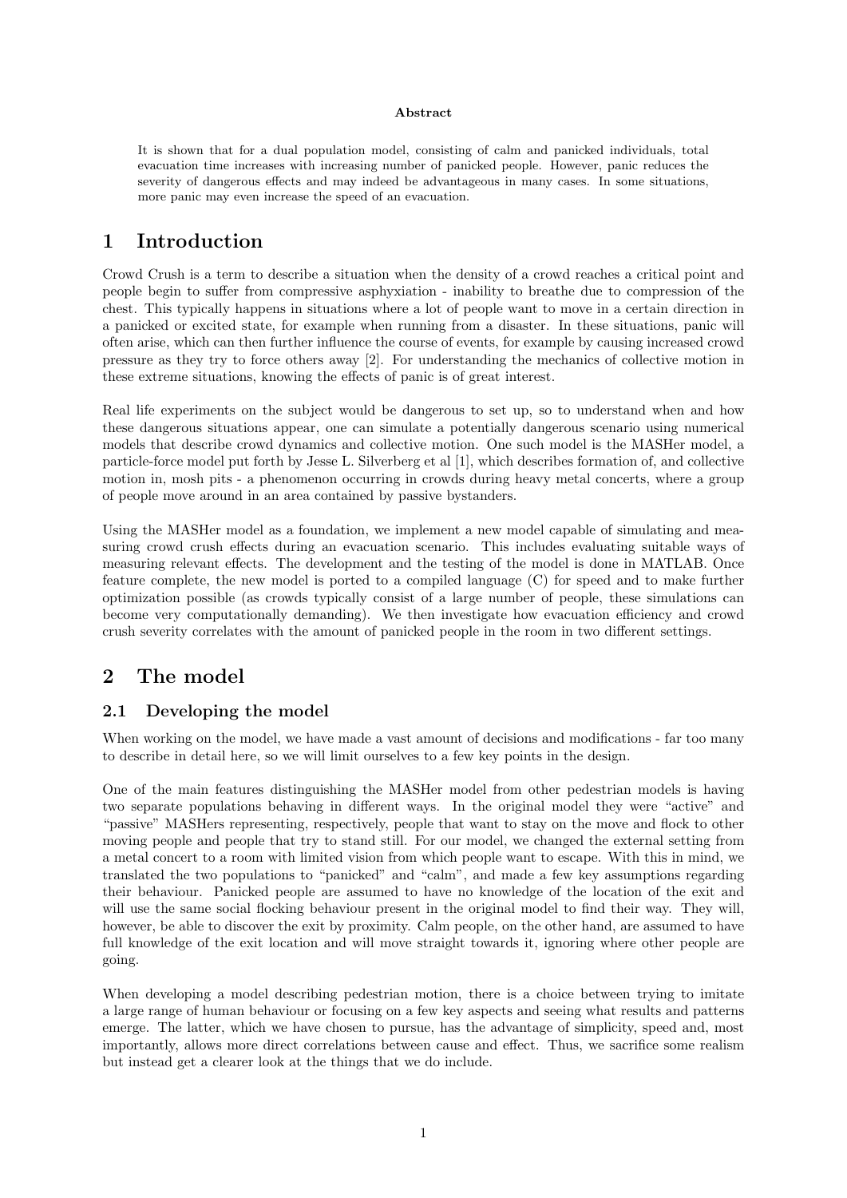**Abstract**

It is shown that for a dual population model, consisting of calm and panicked individuals, total evacuation time increases with increasing number of panicked people. However, panic reduces the severity of dangerous effects and may indeed be advantageous in many cases. In some situations, more panic may even increase the speed of an evacuation.

# 1 Introduction

Crowd Crush is a term to describe a situation when the density of a crowd reaches a critical point and people begin to suffer from compressive asphyxiation - inability to breathe due to compression of the chest. This typically happens in situations where a lot of people want to move in a certain direction in a panicked or excited state, for example when running from a disaster. In these situations, panic will often arise, which can then further influence the course of events, for example by causing increased crowd pressure as they try to force others away [2]. For understanding the mechanics of collective motion in these extreme situations, knowing the effects of panic is of great interest.

Real life experiments on the subject would be dangerous to set up, so to understand when and how these dangerous situations appear, one can simulate a potentially dangerous scenario using numerical models that describe crowd dynamics and collective motion. One such model is the MASHer model, a particle-force model put forth by Jesse L. Silverberg et al [1], which describes formation of, and collective motion in, mosh pits - a phenomenon occurring in crowds during heavy metal concerts, where a group of people move around in an area contained by passive bystanders.

Using the MASHer model as a foundation, we implement a new model capable of simulating and measuring crowd crush effects during an evacuation scenario. This includes evaluating suitable ways of measuring relevant effects. The development and the testing of the model is done in MATLAB. Once feature complete, the new model is ported to a compiled language (C) for speed and to make further optimization possible (as crowds typically consist of a large number of people, these simulations can become very computationally demanding). We then investigate how evacuation efficiency and crowd crush severity correlates with the amount of panicked people in the room in two different settings.

# 2 The model

## 2.1 Developing the model

When working on the model, we have made a vast amount of decisions and modifications - far too many to describe in detail here, so we will limit ourselves to a few key points in the design.

One of the main features distinguishing the MASHer model from other pedestrian models is having two separate populations behaving in different ways. In the original model they were "active" and "passive" MASHers representing, respectively, people that want to stay on the move and flock to other moving people and people that try to stand still. For our model, we changed the external setting from a metal concert to a room with limited vision from which people want to escape. With this in mind, we translated the two populations to "panicked" and "calm", and made a few key assumptions regarding their behaviour. Panicked people are assumed to have no knowledge of the location of the exit and will use the same social flocking behaviour present in the original model to find their way. They will, however, be able to discover the exit by proximity. Calm people, on the other hand, are assumed to have full knowledge of the exit location and will move straight towards it, ignoring where other people are going.

When developing a model describing pedestrian motion, there is a choice between trying to imitate a large range of human behaviour or focusing on a few key aspects and seeing what results and patterns emerge. The latter, which we have chosen to pursue, has the advantage of simplicity, speed and, most importantly, allows more direct correlations between cause and effect. Thus, we sacrifice some realism but instead get a clearer look at the things that we do include.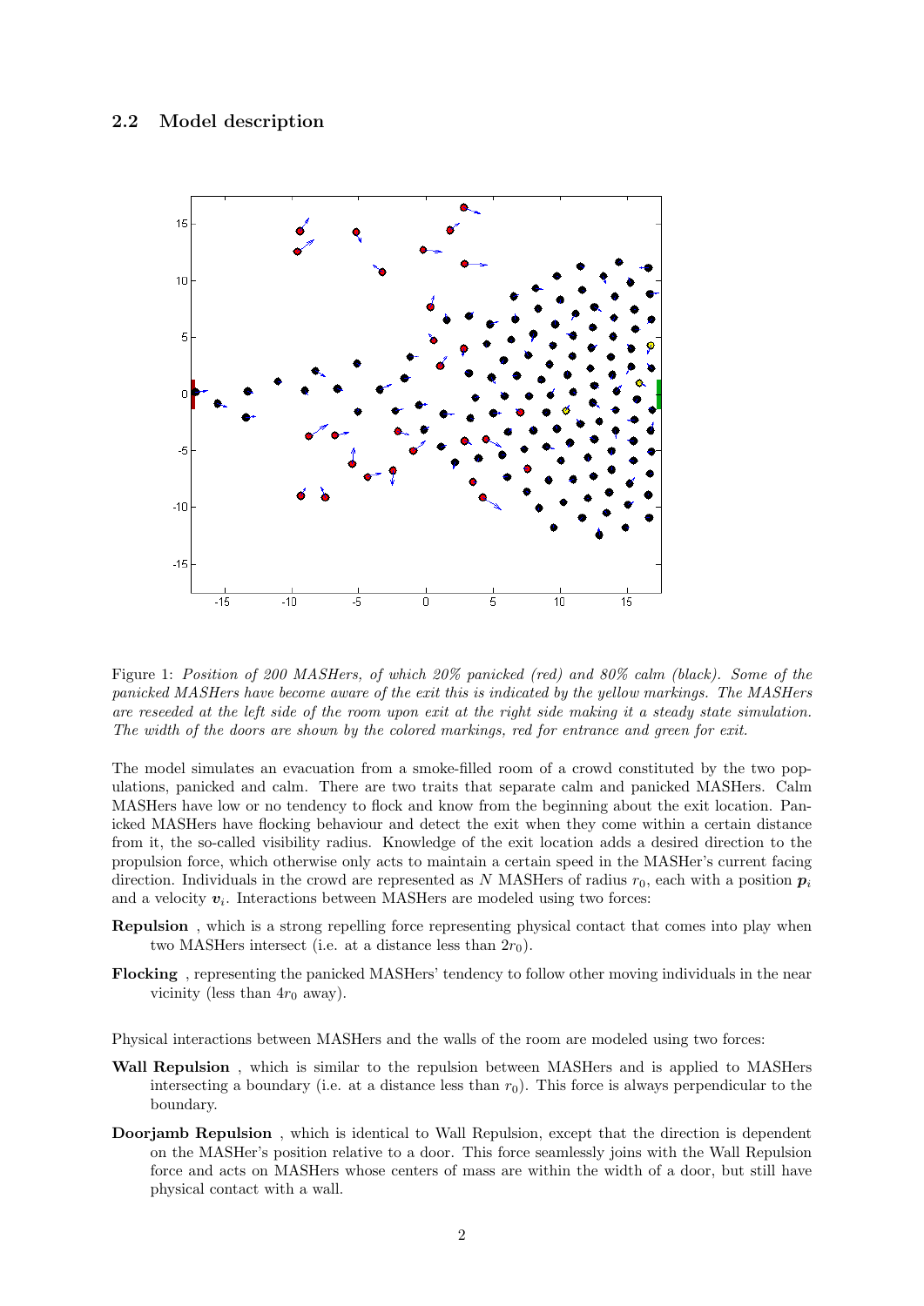## 2.2 Model description

Figure 1: *Position of 200 MASHers, of which 20% panicked (red) and 80% calm (black). Some of the panicked MASHers have become aware of the exit this is indicated by the yellow markings. The MASHers are reseeded at the left side of the room upon exit at the right side making it a steady state simulation. The width of the doors are shown by the colored markings, red for entrance and green for exit.*

The model simulates an evacuation from a smoke-filled room of a crowd constituted by the two populations, panicked and calm. There are two traits that separate calm and panicked MASHers. Calm MASHers have low or no tendency to flock and know from the beginning about the exit location. Panicked MASHers have flocking behaviour and detect the exit when they come within a certain distance from it, the so-called visibility radius. Knowledge of the exit location adds a desired direction to the propulsion force, which otherwise only acts to maintain a certain speed in the MASHer's current facing direction. Individuals in the crowd are represented as $N$ MASHers of radius $r_0$, each with a position $\boldsymbol{p}_i$ and a velocity $\boldsymbol{v}_i$. Interactions between MASHers are modeled using two forces:

**Repulsion** , which is a strong repelling force representing physical contact that comes into play when two MASHers intersect (i.e. at a distance less than $2r_0$).

**Flocking** , representing the panicked MASHers' tendency to follow other moving individuals in the near vicinity (less than $4r_0$ away).

Physical interactions between MASHers and the walls of the room are modeled using two forces:

**Wall Repulsion** , which is similar to the repulsion between MASHers and is applied to MASHers intersecting a boundary (i.e. at a distance less than $r_0$). This force is always perpendicular to the boundary.

**Doorjamb Repulsion** , which is identical to Wall Repulsion, except that the direction is dependent on the MASHer's position relative to a door. This force seamlessly joins with the Wall Repulsion force and acts on MASHers whose centers of mass are within the width of a door, but still have physical contact with a wall.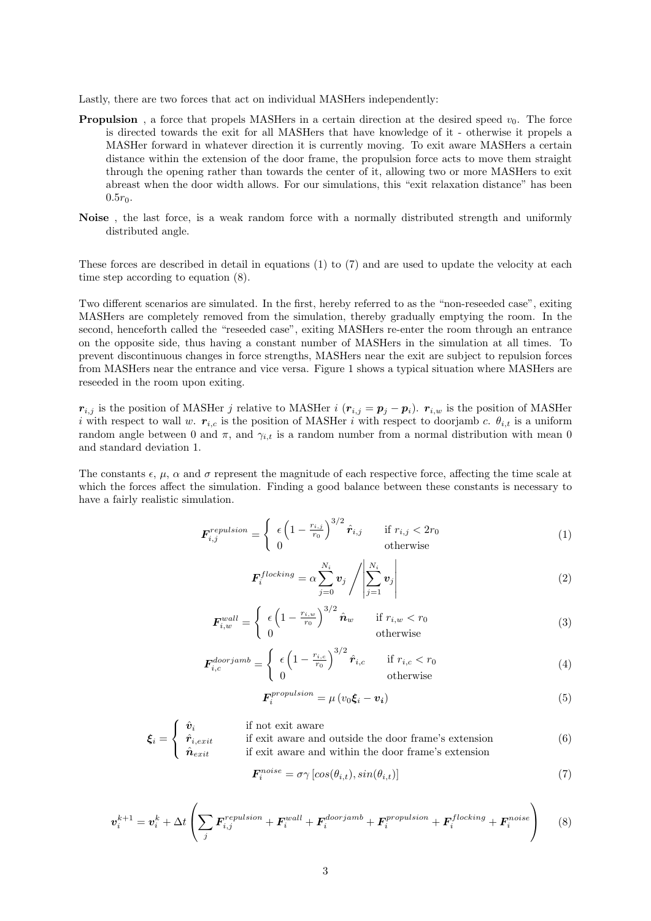Lastly, there are two forces that act on individual MASHers independently:

**Propulsion** , a force that propels MASHers in a certain direction at the desired speed $v_0$. The force is directed towards the exit for all MASHers that have knowledge of it - otherwise it propels a MASHer forward in whatever direction it is currently moving. To exit aware MASHers a certain distance within the extension of the door frame, the propulsion force acts to move them straight through the opening rather than towards the center of it, allowing two or more MASHers to exit abreast when the door width allows. For our simulations, this "exit relaxation distance" has been $0.5r_0$.

**Noise** , the last force, is a weak random force with a normally distributed strength and uniformly distributed angle.

These forces are described in detail in equations (1) to (7) and are used to update the velocity at each time step according to equation (8).

Two different scenarios are simulated. In the first, hereby referred to as the "non-reseeded case", exiting MASHers are completely removed from the simulation, thereby gradually emptying the room. In the second, henceforth called the "reseeded case", exiting MASHers re-enter the room through an entrance on the opposite side, thus having a constant number of MASHers in the simulation at all times. To prevent discontinuous changes in force strengths, MASHers near the exit are subject to repulsion forces from MASHers near the entrance and vice versa. Figure 1 shows a typical situation where MASHers are reseeded in the room upon exiting.

$\boldsymbol{r}_{i,j}$ is the position of MASHer $j$ relative to MASHer $i$ ($\boldsymbol{r}_{i,j} = \boldsymbol{p}_j - \boldsymbol{p}_i$). $\boldsymbol{r}_{i,w}$ is the position of MASHer $i$ with respect to wall $w$. $\boldsymbol{r}_{i,c}$ is the position of MASHer $i$ with respect to doorjamb $c$. $\theta_{i,t}$ is a uniform random angle between 0 and $\pi$, and $\gamma_{i,t}$ is a random number from a normal distribution with mean 0 and standard deviation 1.

The constants $\epsilon$, $\mu$, $\alpha$ and $\sigma$ represent the magnitude of each respective force, affecting the time scale at which the forces affect the simulation. Finding a good balance between these constants is necessary to have a fairly realistic simulation.

$$\boldsymbol{F}_{i,j}^{repulsion} = \begin{cases} \epsilon \left(1 - \frac{r_{i,j}}{r_0}\right)^{3/2} \hat{\boldsymbol{r}}_{i,j} & \text{if } r_{i,j} < 2r_0 \\ 0 & \text{otherwise} \end{cases} \tag{1}$$

$$\boldsymbol{F}_i^{flocking} = \alpha \sum_{j=0}^{N_i} \boldsymbol{v}_j \bigg/ \left| \sum_{j=1}^{N_i} \boldsymbol{v}_j \right| \tag{2}$$

$$\boldsymbol{F}_{i,w}^{wall} = \begin{cases} \epsilon \left(1 - \frac{r_{i,w}}{r_0}\right)^{3/2} \hat{\boldsymbol{n}}_w & \text{if } r_{i,w} < r_0 \\ 0 & \text{otherwise} \end{cases} \tag{3}$$

$$\boldsymbol{F}_{i,c}^{doorjamb} = \begin{cases} \epsilon \left(1 - \frac{r_{i,c}}{r_0}\right)^{3/2} \hat{\boldsymbol{r}}_{i,c} & \text{if } r_{i,c} < r_0 \\ 0 & \text{otherwise} \end{cases} \tag{4}$$

$$\boldsymbol{F}_i^{propulsion} = \mu \left( v_0 \boldsymbol{\xi}_i - \boldsymbol{v_i} \right) \tag{5}$$

$$\boldsymbol{\xi}_i = \begin{cases} \hat{\boldsymbol{v}}_i & \text{if not exit aware} \\ \hat{\boldsymbol{r}}_{i,exit} & \text{if exit aware and outside the door frame's extension} \\ \hat{\boldsymbol{n}}_{exit} & \text{if exit aware and within the door frame's extension} \end{cases} \tag{6}$$

$$\boldsymbol{F}_i^{noise} = \sigma \gamma \left[ cos(\theta_{i,t}), sin(\theta_{i,t}) \right] \tag{7}$$

$$\boldsymbol{v}_i^{k+1} = \boldsymbol{v}_i^k + \Delta t \left( \sum_j \boldsymbol{F}_{i,j}^{repulsion} + \boldsymbol{F}_i^{wall} + \boldsymbol{F}_i^{doorjamb} + \boldsymbol{F}_i^{propulsion} + \boldsymbol{F}_i^{flocking} + \boldsymbol{F}_i^{noise} \right) \tag{8}$$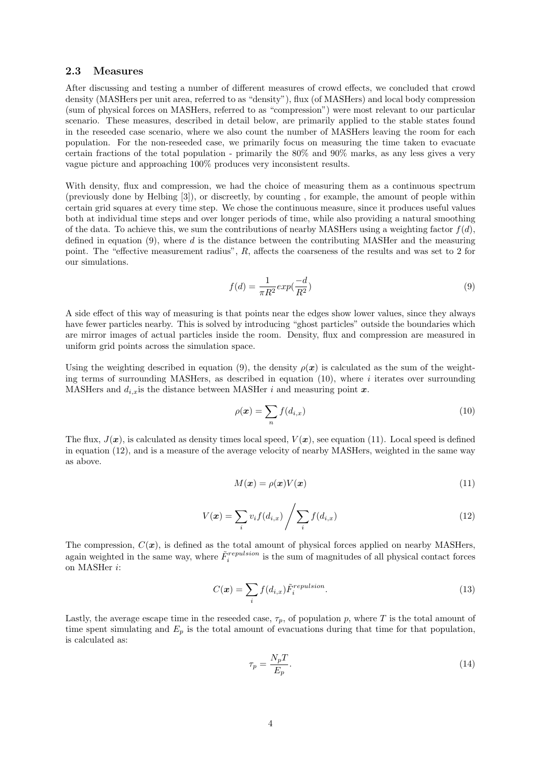### 2.3 Measures

After discussing and testing a number of different measures of crowd effects, we concluded that crowd density (MASHers per unit area, referred to as "density"), flux (of MASHers) and local body compression (sum of physical forces on MASHers, referred to as "compression") were most relevant to our particular scenario. These measures, described in detail below, are primarily applied to the stable states found in the reseeded case scenario, where we also count the number of MASHers leaving the room for each population. For the non-reseeded case, we primarily focus on measuring the time taken to evacuate certain fractions of the total population - primarily the 80% and 90% marks, as any less gives a very vague picture and approaching 100% produces very inconsistent results.

With density, flux and compression, we had the choice of measuring them as a continuous spectrum (previously done by Helbing [3]), or discreetly, by counting , for example, the amount of people within certain grid squares at every time step. We chose the continuous measure, since it produces useful values both at individual time steps and over longer periods of time, while also providing a natural smoothing of the data. To achieve this, we sum the contributions of nearby MASHers using a weighting factor $f(d)$, defined in equation (9), where $d$ is the distance between the contributing MASHer and the measuring point. The "effective measurement radius", $R$, affects the coarseness of the results and was set to 2 for our simulations.

$$f(d) = \frac{1}{\pi R^2} exp(\frac{-d}{R^2}) \tag{9}$$

A side effect of this way of measuring is that points near the edges show lower values, since they always have fewer particles nearby. This is solved by introducing "ghost particles" outside the boundaries which are mirror images of actual particles inside the room. Density, flux and compression are measured in uniform grid points across the simulation space.

Using the weighting described in equation (9), the density $\rho(\boldsymbol{x})$ is calculated as the sum of the weighting terms of surrounding MASHers, as described in equation (10), where $i$ iterates over surrounding MASHers and $d_{i,x}$is the distance between MASHer $i$ and measuring point $\boldsymbol{x}$.

$$\rho(\boldsymbol{x}) = \sum_{n} f(d_{i,x}) \tag{10}$$

The flux, $J(\boldsymbol{x})$, is calculated as density times local speed, $V(\boldsymbol{x})$, see equation (11). Local speed is defined in equation (12), and is a measure of the average velocity of nearby MASHers, weighted in the same way as above.

$$M(\boldsymbol{x}) = \rho(\boldsymbol{x}) V(\boldsymbol{x}) \tag{11}$$

$$V(\boldsymbol{x}) = \sum_{i} v_i f(d_{i,x}) \Bigg/ \sum_{i} f(d_{i,x}) \tag{12}$$

The compression, $C(\boldsymbol{x})$, is defined as the total amount of physical forces applied on nearby MASHers, again weighted in the same way, where $\tilde{F}_i^{repulsion}$ is the sum of magnitudes of all physical contact forces on MASHer $i$:

$$C(\boldsymbol{x}) = \sum_{i} f(d_{i,x}) \tilde{F}_i^{repulsion}. \tag{13}$$

Lastly, the average escape time in the reseeded case, $\tau_p$, of population $p$, where $T$ is the total amount of time spent simulating and $E_p$ is the total amount of evacuations during that time for that population, is calculated as:

$$\tau_p = \frac{N_p T}{E_p}. \tag{14}$$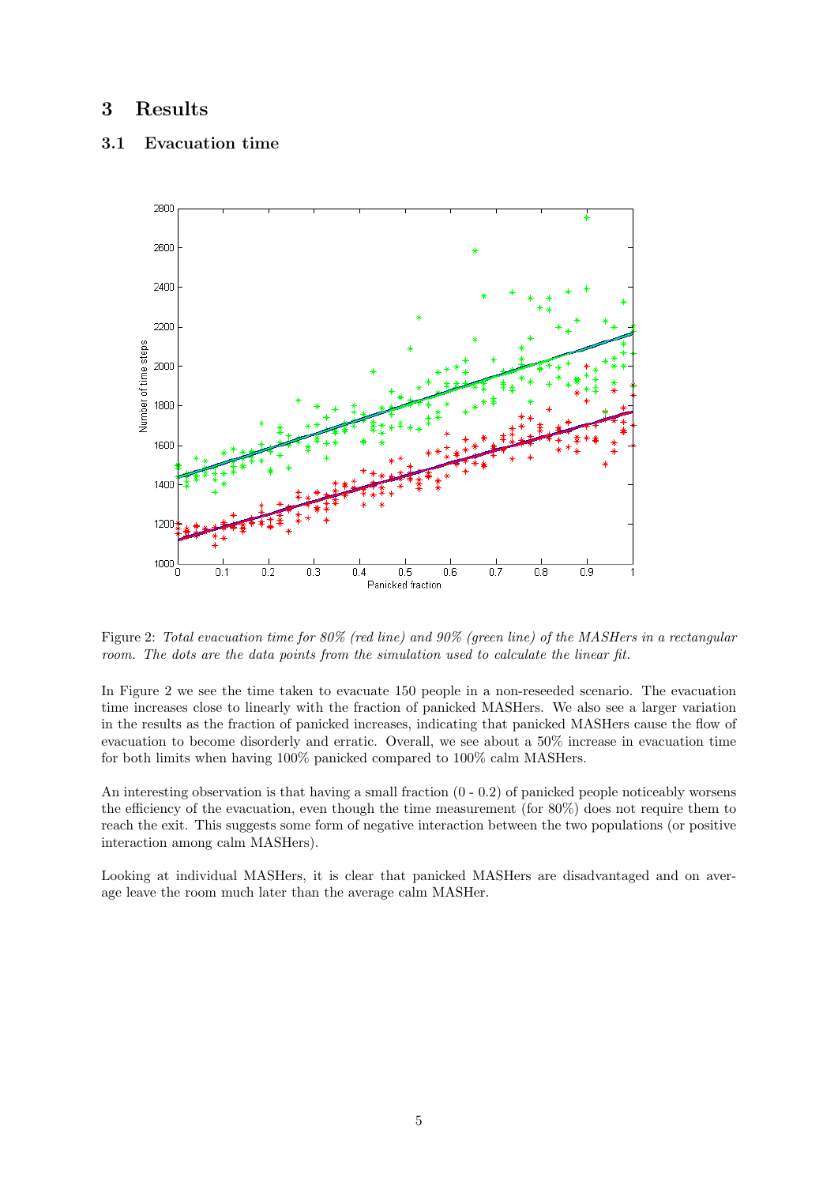## 3 Results

### 3.1 Evacuation time

Figure 2: *Total evacuation time for 80% (red line) and 90% (green line) of the MASHers in a rectangular room. The dots are the data points from the simulation used to calculate the linear fit.*

In Figure 2 we see the time taken to evacuate 150 people in a non-reseeded scenario. The evacuation time increases close to linearly with the fraction of panicked MASHers. We also see a larger variation in the results as the fraction of panicked increases, indicating that panicked MASHers cause the flow of evacuation to become disorderly and erratic. Overall, we see about a 50% increase in evacuation time for both limits when having 100% panicked compared to 100% calm MASHers.

An interesting observation is that having a small fraction (0 - 0.2) of panicked people noticeably worsens the efficiency of the evacuation, even though the time measurement (for 80%) does not require them to reach the exit. This suggests some form of negative interaction between the two populations (or positive interaction among calm MASHers).

Looking at individual MASHers, it is clear that panicked MASHers are disadvantaged and on average leave the room much later than the average calm MASHer.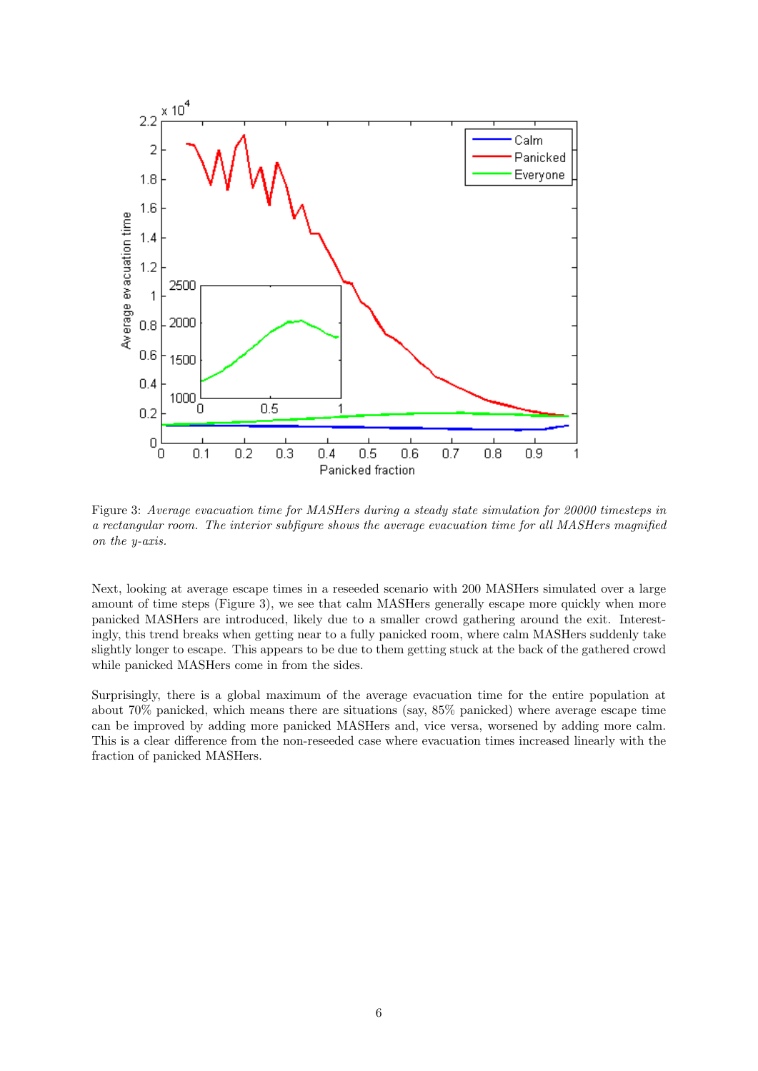Figure 3: *Average evacuation time for MASHers during a steady state simulation for 20000 timesteps in a rectangular room. The interior subfigure shows the average evacuation time for all MASHers magnified on the y-axis.*

Next, looking at average escape times in a reseeded scenario with 200 MASHers simulated over a large amount of time steps (Figure 3), we see that calm MASHers generally escape more quickly when more panicked MASHers are introduced, likely due to a smaller crowd gathering around the exit. Interestingly, this trend breaks when getting near to a fully panicked room, where calm MASHers suddenly take slightly longer to escape. This appears to be due to them getting stuck at the back of the gathered crowd while panicked MASHers come in from the sides.

Surprisingly, there is a global maximum of the average evacuation time for the entire population at about 70% panicked, which means there are situations (say, 85% panicked) where average escape time can be improved by adding more panicked MASHers and, vice versa, worsened by adding more calm. This is a clear difference from the non-reseeded case where evacuation times increased linearly with the fraction of panicked MASHers.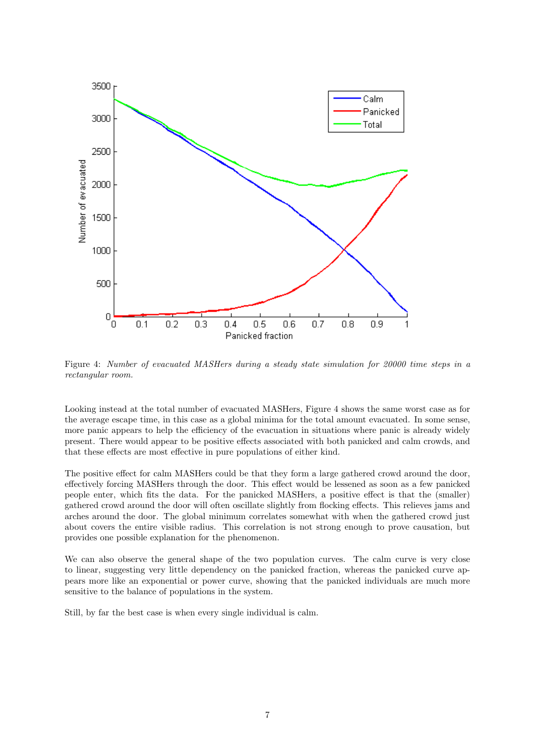Figure 4: *Number of evacuated MASHers during a steady state simulation for 20000 time steps in a rectangular room.*

Looking instead at the total number of evacuated MASHers, Figure 4 shows the same worst case as for the average escape time, in this case as a global minima for the total amount evacuated. In some sense, more panic appears to help the efficiency of the evacuation in situations where panic is already widely present. There would appear to be positive effects associated with both panicked and calm crowds, and that these effects are most effective in pure populations of either kind.

The positive effect for calm MASHers could be that they form a large gathered crowd around the door, effectively forcing MASHers through the door. This effect would be lessened as soon as a few panicked people enter, which fits the data. For the panicked MASHers, a positive effect is that the (smaller) gathered crowd around the door will often oscillate slightly from flocking effects. This relieves jams and arches around the door. The global minimum correlates somewhat with when the gathered crowd just about covers the entire visible radius. This correlation is not strong enough to prove causation, but provides one possible explanation for the phenomenon.

We can also observe the general shape of the two population curves. The calm curve is very close to linear, suggesting very little dependency on the panicked fraction, whereas the panicked curve appears more like an exponential or power curve, showing that the panicked individuals are much more sensitive to the balance of populations in the system.

Still, by far the best case is when every single individual is calm.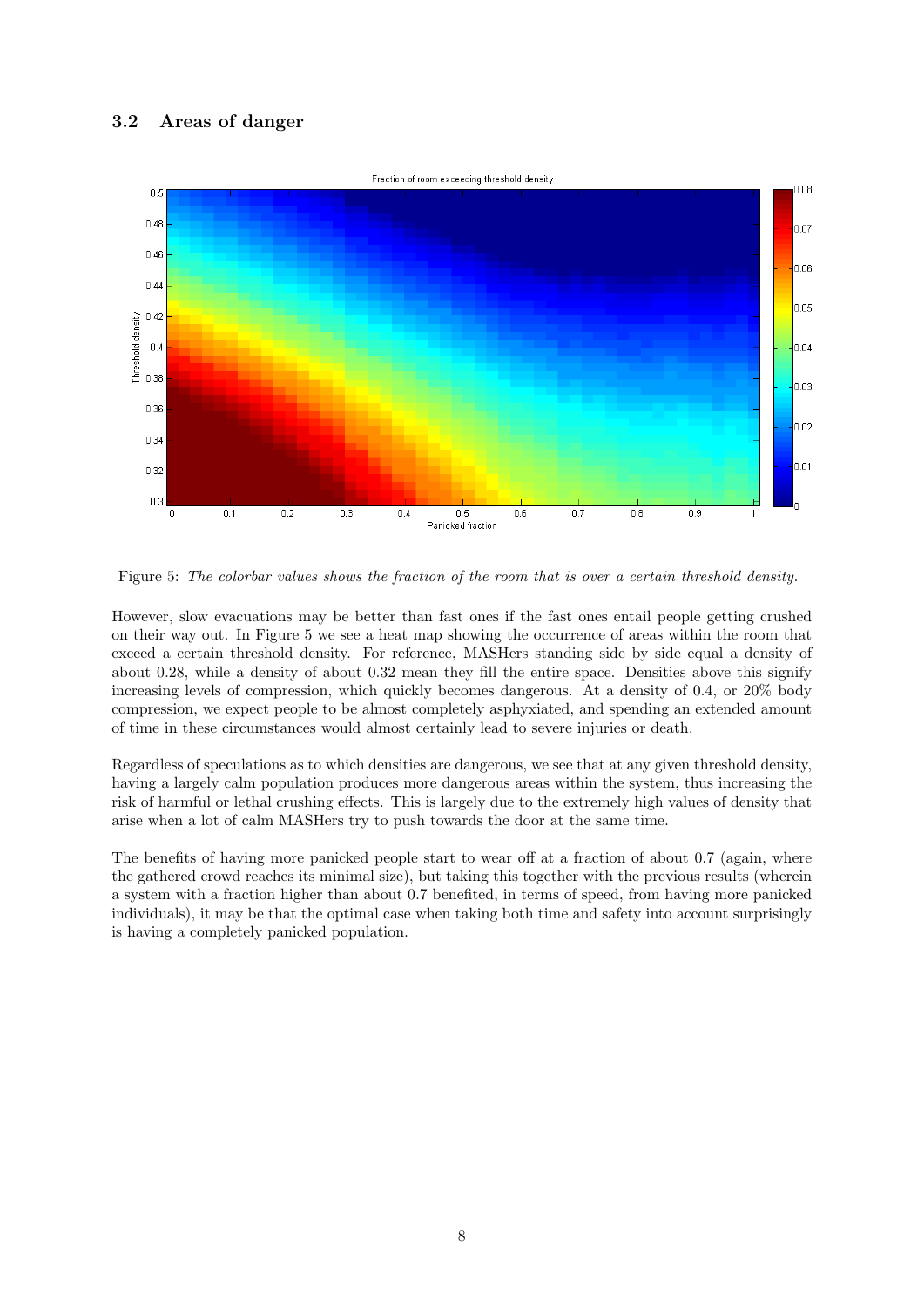### 3.2 Areas of danger

Figure 5: *The colorbar values shows the fraction of the room that is over a certain threshold density.*

However, slow evacuations may be better than fast ones if the fast ones entail people getting crushed on their way out. In Figure 5 we see a heat map showing the occurrence of areas within the room that exceed a certain threshold density. For reference, MASHers standing side by side equal a density of about 0.28, while a density of about 0.32 mean they fill the entire space. Densities above this signify increasing levels of compression, which quickly becomes dangerous. At a density of 0.4, or 20% body compression, we expect people to be almost completely asphyxiated, and spending an extended amount of time in these circumstances would almost certainly lead to severe injuries or death.

Regardless of speculations as to which densities are dangerous, we see that at any given threshold density, having a largely calm population produces more dangerous areas within the system, thus increasing the risk of harmful or lethal crushing effects. This is largely due to the extremely high values of density that arise when a lot of calm MASHers try to push towards the door at the same time.

The benefits of having more panicked people start to wear off at a fraction of about 0.7 (again, where the gathered crowd reaches its minimal size), but taking this together with the previous results (wherein a system with a fraction higher than about 0.7 benefited, in terms of speed, from having more panicked individuals), it may be that the optimal case when taking both time and safety into account surprisingly is having a completely panicked population.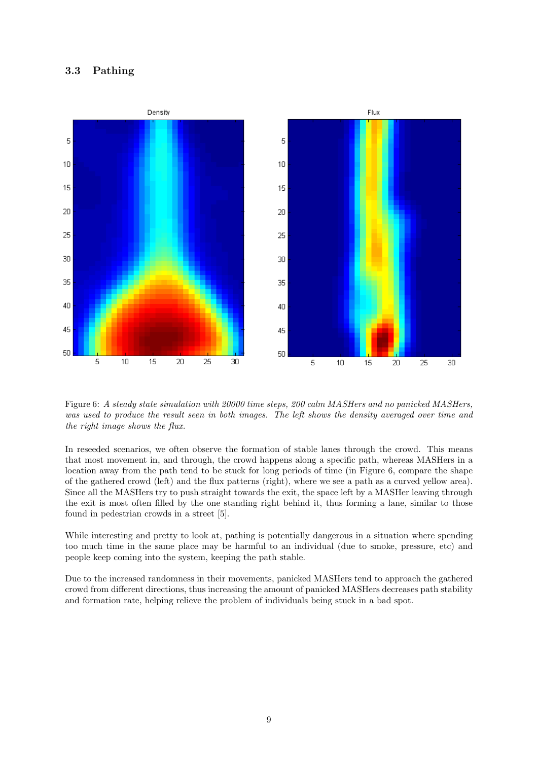### 3.3 Pathing

Figure 6: *A steady state simulation with 20000 time steps, 200 calm MASHers and no panicked MASHers, was used to produce the result seen in both images. The left shows the density averaged over time and the right image shows the flux.*

In reseeded scenarios, we often observe the formation of stable lanes through the crowd. This means that most movement in, and through, the crowd happens along a specific path, whereas MASHers in a location away from the path tend to be stuck for long periods of time (in Figure 6, compare the shape of the gathered crowd (left) and the flux patterns (right), where we see a path as a curved yellow area). Since all the MASHers try to push straight towards the exit, the space left by a MASHer leaving through the exit is most often filled by the one standing right behind it, thus forming a lane, similar to those found in pedestrian crowds in a street [5].

While interesting and pretty to look at, pathing is potentially dangerous in a situation where spending too much time in the same place may be harmful to an individual (due to smoke, pressure, etc) and people keep coming into the system, keeping the path stable.

Due to the increased randomness in their movements, panicked MASHers tend to approach the gathered crowd from different directions, thus increasing the amount of panicked MASHers decreases path stability and formation rate, helping relieve the problem of individuals being stuck in a bad spot.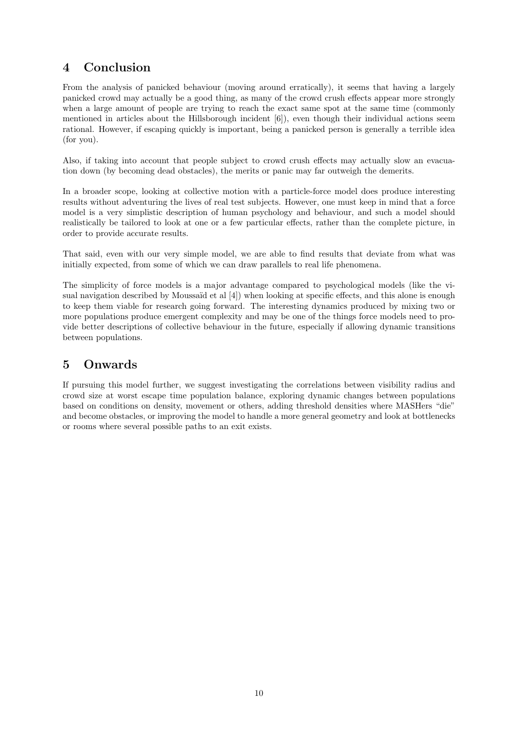## 4 Conclusion

From the analysis of panicked behaviour (moving around erratically), it seems that having a largely panicked crowd may actually be a good thing, as many of the crowd crush effects appear more strongly when a large amount of people are trying to reach the exact same spot at the same time (commonly mentioned in articles about the Hillsborough incident [6]), even though their individual actions seem rational. However, if escaping quickly is important, being a panicked person is generally a terrible idea (for you).

Also, if taking into account that people subject to crowd crush effects may actually slow an evacuation down (by becoming dead obstacles), the merits or panic may far outweigh the demerits.

In a broader scope, looking at collective motion with a particle-force model does produce interesting results without adventuring the lives of real test subjects. However, one must keep in mind that a force model is a very simplistic description of human psychology and behaviour, and such a model should realistically be tailored to look at one or a few particular effects, rather than the complete picture, in order to provide accurate results.

That said, even with our very simple model, we are able to find results that deviate from what was initially expected, from some of which we can draw parallels to real life phenomena.

The simplicity of force models is a major advantage compared to psychological models (like the visual navigation described by Moussaïd et al [4]) when looking at specific effects, and this alone is enough to keep them viable for research going forward. The interesting dynamics produced by mixing two or more populations produce emergent complexity and may be one of the things force models need to provide better descriptions of collective behaviour in the future, especially if allowing dynamic transitions between populations.

## 5 Onwards

If pursuing this model further, we suggest investigating the correlations between visibility radius and crowd size at worst escape time population balance, exploring dynamic changes between populations based on conditions on density, movement or others, adding threshold densities where MASHers "die" and become obstacles, or improving the model to handle a more general geometry and look at bottlenecks or rooms where several possible paths to an exit exists.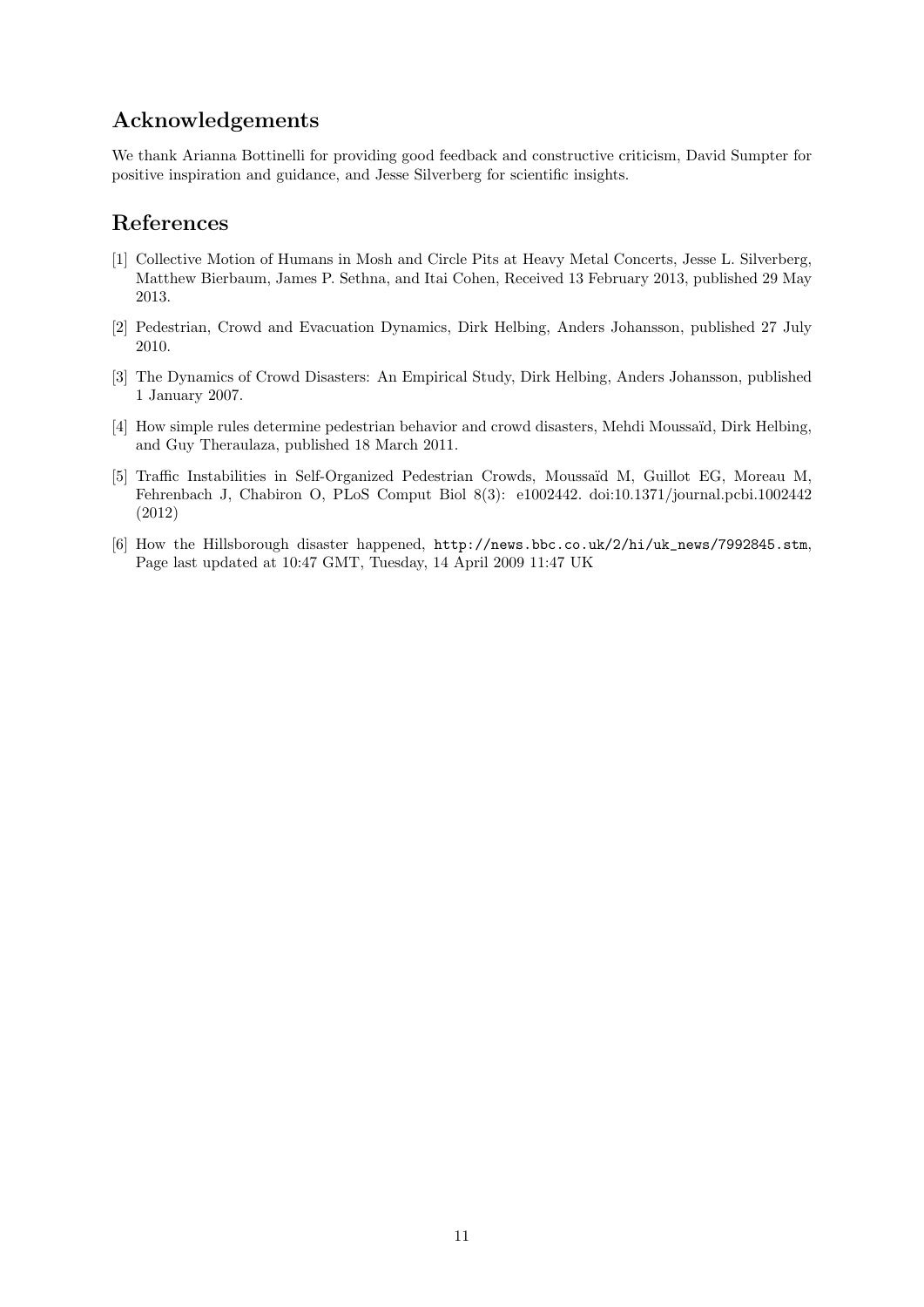## Acknowledgements

We thank Arianna Bottinelli for providing good feedback and constructive criticism, David Sumpter for positive inspiration and guidance, and Jesse Silverberg for scientific insights.

## References

[1] Collective Motion of Humans in Mosh and Circle Pits at Heavy Metal Concerts, Jesse L. Silverberg, Matthew Bierbaum, James P. Sethna, and Itai Cohen, Received 13 February 2013, published 29 May 2013.

[2] Pedestrian, Crowd and Evacuation Dynamics, Dirk Helbing, Anders Johansson, published 27 July 2010.

[3] The Dynamics of Crowd Disasters: An Empirical Study, Dirk Helbing, Anders Johansson, published 1 January 2007.

[4] How simple rules determine pedestrian behavior and crowd disasters, Mehdi Moussaïd, Dirk Helbing, and Guy Theraulaza, published 18 March 2011.

[5] Traffic Instabilities in Self-Organized Pedestrian Crowds, Moussaïd M, Guillot EG, Moreau M, Fehrenbach J, Chabiron O, PLoS Comput Biol 8(3): e1002442. doi:10.1371/journal.pcbi.1002442 (2012)

[6] How the Hillsborough disaster happened, http://news.bbc.co.uk/2/hi/uk_news/7992845.stm, Page last updated at 10:47 GMT, Tuesday, 14 April 2009 11:47 UK